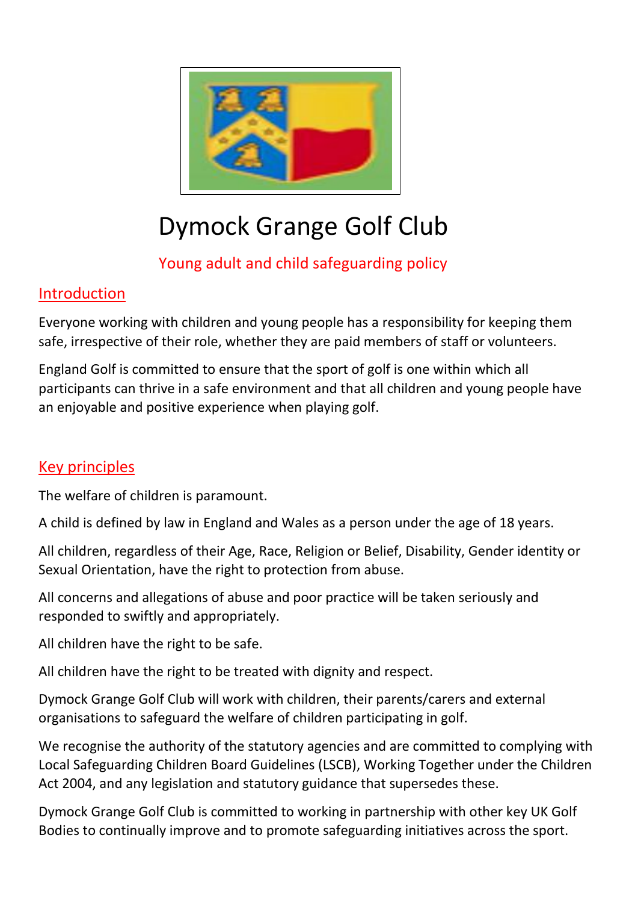# Dymock Grange Golf Club

## Young adult and child safeguarding policy

### Introduction

Everyone working with children and young people has a responsibility for keeping them safe, irrespective of their role, whether they are paid members of staff or volunteers.

England Golf is committed to ensure that the sport of golf is one within which all participants can thrive in a safe environment and that all children and young people have an enjoyable and positive experience when playing golf.

### Key principles

The welfare of children is paramount.

A child is defined by law in England and Wales as a person under the age of 18 years.

All children, regardless of their Age, Race, Religion or Belief, Disability, Gender identity or Sexual Orientation, have the right to protection from abuse.

All concerns and allegations of abuse and poor practice will be taken seriously and responded to swiftly and appropriately.

All children have the right to be safe.

All children have the right to be treated with dignity and respect.

Dymock Grange Golf Club will work with children, their parents/carers and external organisations to safeguard the welfare of children participating in golf.

We recognise the authority of the statutory agencies and are committed to complying with Local Safeguarding Children Board Guidelines (LSCB), Working Together under the Children Act 2004, and any legislation and statutory guidance that supersedes these.

Dymock Grange Golf Club is committed to working in partnership with other key UK Golf Bodies to continually improve and to promote safeguarding initiatives across the sport.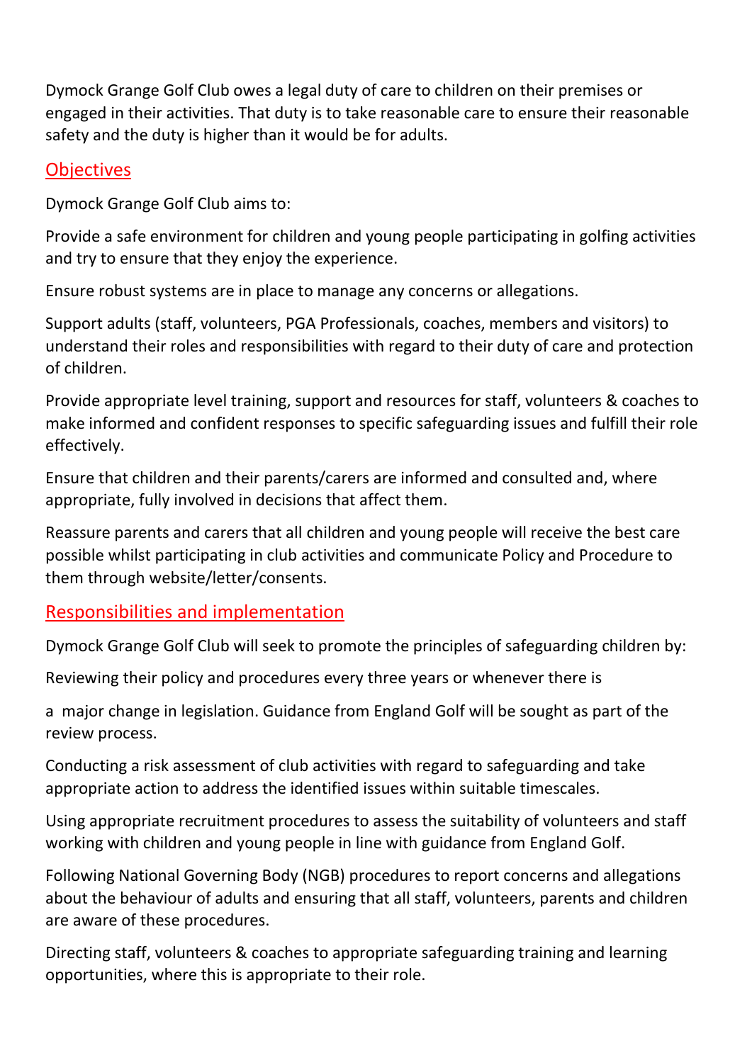Dymock Grange Golf Club owes a legal duty of care to children on their premises or engaged in their activities. That duty is to take reasonable care to ensure their reasonable safety and the duty is higher than it would be for adults.

## Objectives

Dymock Grange Golf Club aims to:

Provide a safe environment for children and young people participating in golfing activities and try to ensure that they enjoy the experience.

Ensure robust systems are in place to manage any concerns or allegations.

Support adults (staff, volunteers, PGA Professionals, coaches, members and visitors) to understand their roles and responsibilities with regard to their duty of care and protection of children.

Provide appropriate level training, support and resources for staff, volunteers & coaches to make informed and confident responses to specific safeguarding issues and fulfill their role effectively.

Ensure that children and their parents/carers are informed and consulted and, where appropriate, fully involved in decisions that affect them.

Reassure parents and carers that all children and young people will receive the best care possible whilst participating in club activities and communicate Policy and Procedure to them through website/letter/consents.

## Responsibilities and implementation

Dymock Grange Golf Club will seek to promote the principles of safeguarding children by:

Reviewing their policy and procedures every three years or whenever there is

a major change in legislation. Guidance from England Golf will be sought as part of the review process.

Conducting a risk assessment of club activities with regard to safeguarding and take appropriate action to address the identified issues within suitable timescales.

Using appropriate recruitment procedures to assess the suitability of volunteers and staff working with children and young people in line with guidance from England Golf.

Following National Governing Body (NGB) procedures to report concerns and allegations about the behaviour of adults and ensuring that all staff, volunteers, parents and children are aware of these procedures.

Directing staff, volunteers & coaches to appropriate safeguarding training and learning opportunities, where this is appropriate to their role.